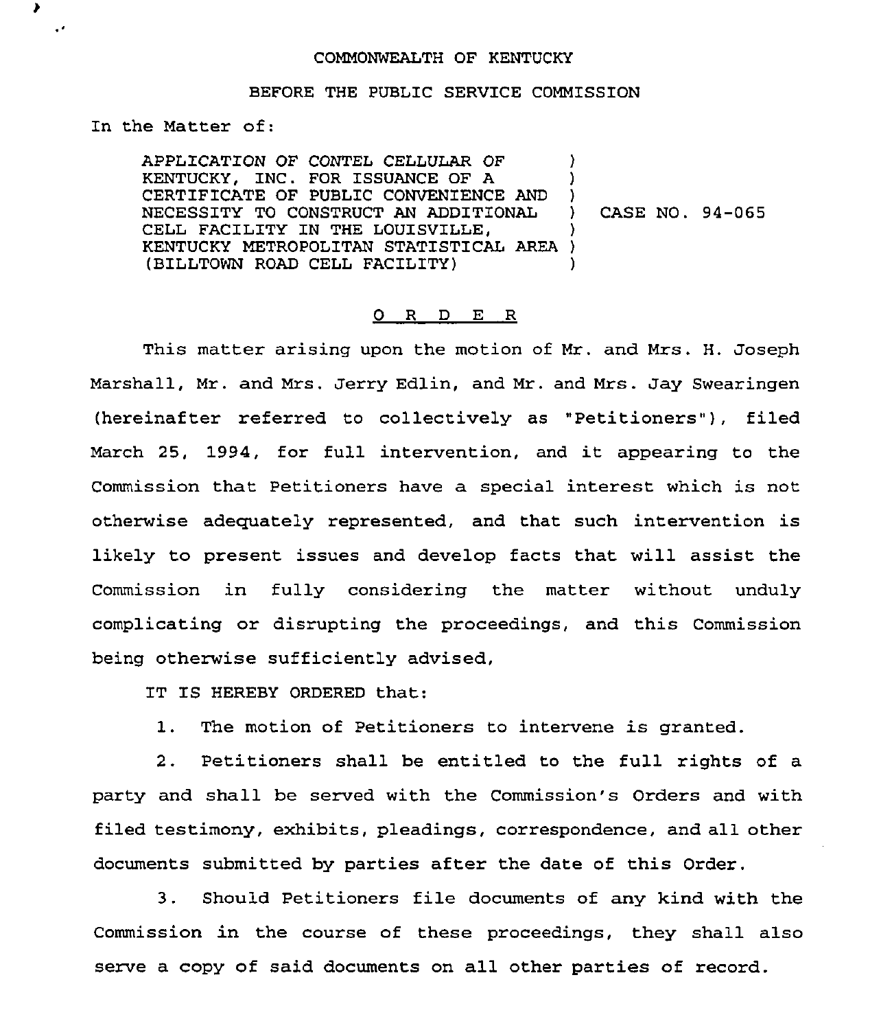COMMONWEALTH OF KENTUCKY

BEFORE THE PUBLIC SERVICE COMMISSION

In the Matter of:

| | | |
|---|---|---|
| APPLICATION OF CONTEL CELLULAR OF KENTUCKY, INC. FOR ISSUANCE OF A CERTIFICATE OF PUBLIC CONVENIENCE AND NECESSITY TO CONSTRUCT AN ADDITIONAL CELL FACILITY IN THE LOUISVILLE, KENTUCKY METROPOLITAN STATISTICAL AREA (BILLTOWN ROAD CELL FACILITY) | ) | CASE NO. 94-065 |

## O R D E R

This matter arising upon the motion of Mr. and Mrs. H. Joseph Marshall, Mr. and Mrs. Jerry Edlin, and Mr. and Mrs. Jay Swearingen (hereinafter referred to collectively as "Petitioners"), filed March 25, 1994, for full intervention, and it appearing to the Commission that Petitioners have a special interest which is not otherwise adequately represented, and that such intervention is likely to present issues and develop facts that will assist the Commission in fully considering the matter without unduly complicating or disrupting the proceedings, and this Commission being otherwise sufficiently advised,

IT IS HEREBY ORDERED that:

1. The motion of Petitioners to intervene is granted.

2. Petitioners shall be entitled to the full rights of a party and shall be served with the Commission's Orders and with filed testimony, exhibits, pleadings, correspondence, and all other documents submitted by parties after the date of this Order.

3. Should Petitioners file documents of any kind with the Commission in the course of these proceedings, they shall also serve a copy of said documents on all other parties of record.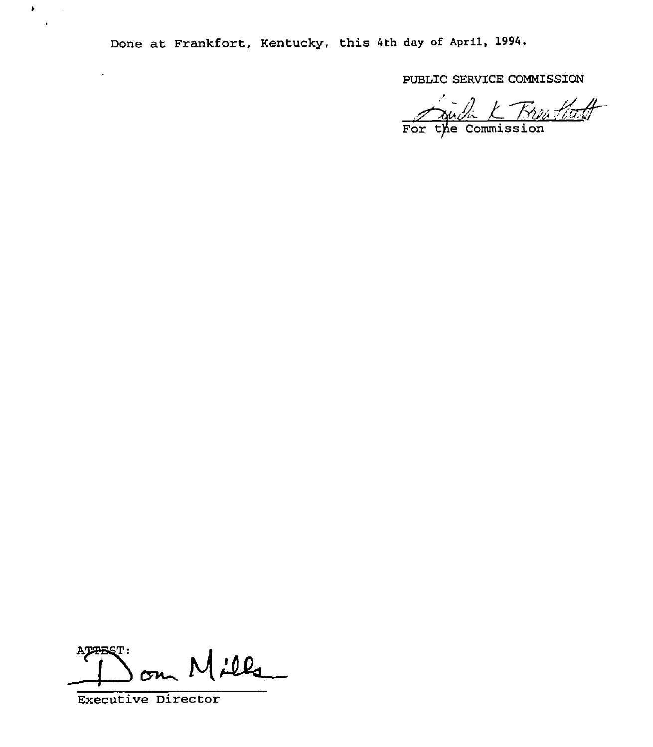Done at Frankfort, Kentucky, this 4th day of April, 1994.

PUBLIC SERVICE COMMISSION

For the Commission

ATTEST:

Executive Director